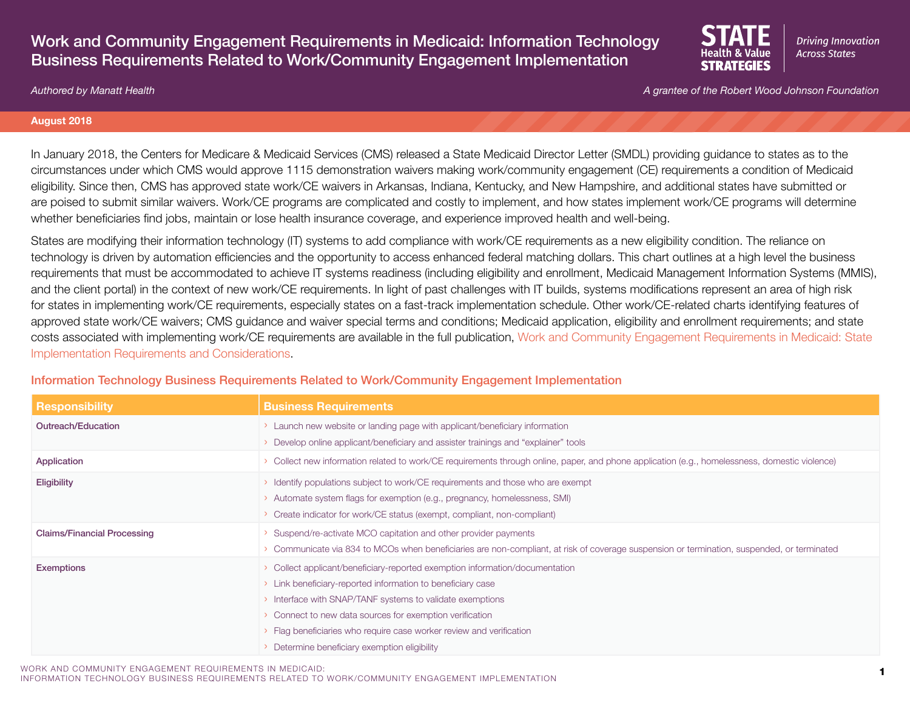# Work and Community Engagement Requirements in Medicaid: Information Technology Business Requirements Related to Work/Community Engagement Implementation

STATE Health & Value STRATEGIES — *Driving Innovation Across States*

*Authored by Manatt Health*

*A grantee of the Robert Wood Johnson Foundation*

**August 2018**

In January 2018, the Centers for Medicare & Medicaid Services (CMS) released a State Medicaid Director Letter (SMDL) providing guidance to states as to the circumstances under which CMS would approve 1115 demonstration waivers making work/community engagement (CE) requirements a condition of Medicaid eligibility. Since then, CMS has approved state work/CE waivers in Arkansas, Indiana, Kentucky, and New Hampshire, and additional states have submitted or are poised to submit similar waivers. Work/CE programs are complicated and costly to implement, and how states implement work/CE programs will determine whether beneficiaries find jobs, maintain or lose health insurance coverage, and experience improved health and well-being.

States are modifying their information technology (IT) systems to add compliance with work/CE requirements as a new eligibility condition. The reliance on technology is driven by automation efficiencies and the opportunity to access enhanced federal matching dollars. This chart outlines at a high level the business requirements that must be accommodated to achieve IT systems readiness (including eligibility and enrollment, Medicaid Management Information Systems (MMIS), and the client portal) in the context of new work/CE requirements. In light of past challenges with IT builds, systems modifications represent an area of high risk for states in implementing work/CE requirements, especially states on a fast-track implementation schedule. Other work/CE-related charts identifying features of approved state work/CE waivers; CMS guidance and waiver special terms and conditions; Medicaid application, eligibility and enrollment requirements; and state costs associated with implementing work/CE requirements are available in the full publication, Work and Community Engagement Requirements in Medicaid: State Implementation Requirements and Considerations.

## Information Technology Business Requirements Related to Work/Community Engagement Implementation

| Responsibility | Business Requirements |
|---|---|
| Outreach/Education | › Launch new website or landing page with applicant/beneficiary information<br>› Develop online applicant/beneficiary and assister trainings and "explainer" tools |
| Application | › Collect new information related to work/CE requirements through online, paper, and phone application (e.g., homelessness, domestic violence) |
| Eligibility | › Identify populations subject to work/CE requirements and those who are exempt<br>› Automate system flags for exemption (e.g., pregnancy, homelessness, SMI)<br>› Create indicator for work/CE status (exempt, compliant, non-compliant) |
| Claims/Financial Processing | › Suspend/re-activate MCO capitation and other provider payments<br>› Communicate via 834 to MCOs when beneficiaries are non-compliant, at risk of coverage suspension or termination, suspended, or terminated |
| Exemptions | › Collect applicant/beneficiary-reported exemption information/documentation<br>› Link beneficiary-reported information to beneficiary case<br>› Interface with SNAP/TANF systems to validate exemptions<br>› Connect to new data sources for exemption verification<br>› Flag beneficiaries who require case worker review and verification<br>› Determine beneficiary exemption eligibility |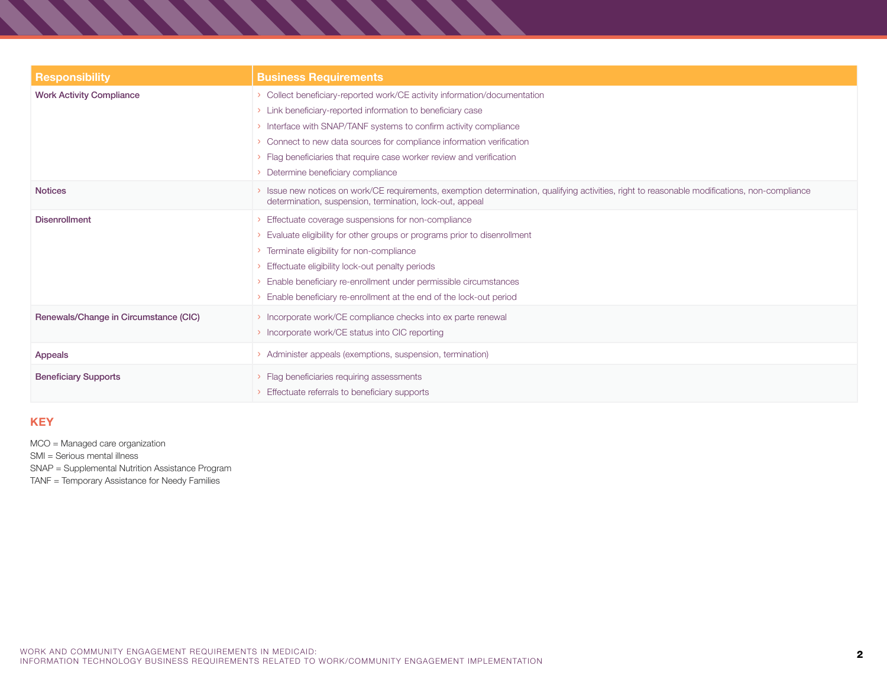| Responsibility | Business Requirements |
| --- | --- |
| Work Activity Compliance | › Collect beneficiary-reported work/CE activity information/documentation<br>› Link beneficiary-reported information to beneficiary case<br>› Interface with SNAP/TANF systems to confirm activity compliance<br>› Connect to new data sources for compliance information verification<br>› Flag beneficiaries that require case worker review and verification<br>› Determine beneficiary compliance |
| Notices | › Issue new notices on work/CE requirements, exemption determination, qualifying activities, right to reasonable modifications, non-compliance determination, suspension, termination, lock-out, appeal |
| Disenrollment | › Effectuate coverage suspensions for non-compliance<br>› Evaluate eligibility for other groups or programs prior to disenrollment<br>› Terminate eligibility for non-compliance<br>› Effectuate eligibility lock-out penalty periods<br>› Enable beneficiary re-enrollment under permissible circumstances<br>› Enable beneficiary re-enrollment at the end of the lock-out period |
| Renewals/Change in Circumstance (CIC) | › Incorporate work/CE compliance checks into ex parte renewal<br>› Incorporate work/CE status into CIC reporting |
| Appeals | › Administer appeals (exemptions, suspension, termination) |
| Beneficiary Supports | › Flag beneficiaries requiring assessments<br>› Effectuate referrals to beneficiary supports |

## KEY

MCO = Managed care organization
SMI = Serious mental illness
SNAP = Supplemental Nutrition Assistance Program
TANF = Temporary Assistance for Needy Families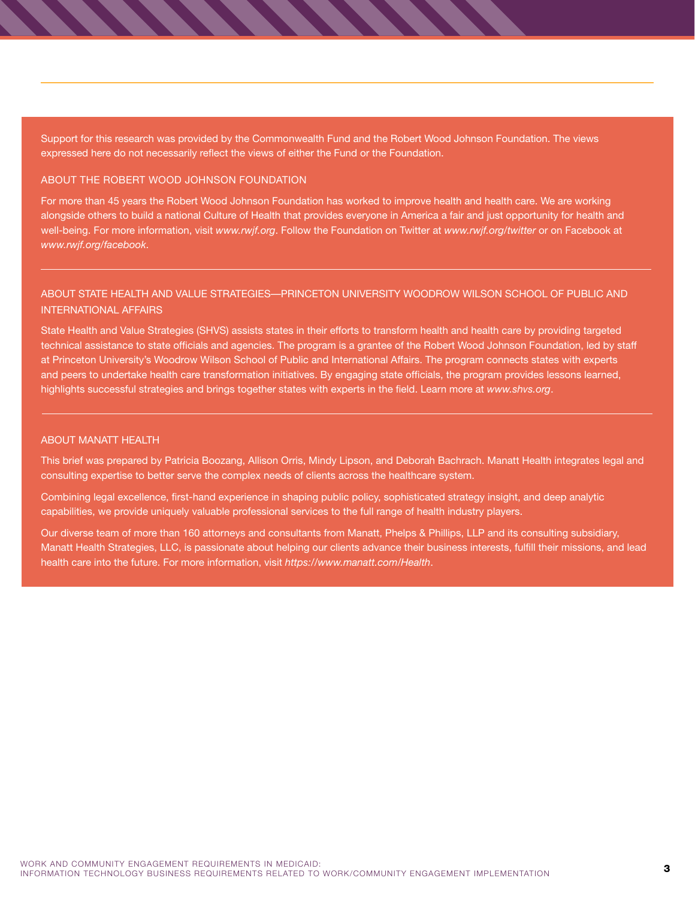Support for this research was provided by the Commonwealth Fund and the Robert Wood Johnson Foundation. The views expressed here do not necessarily reflect the views of either the Fund or the Foundation.

## ABOUT THE ROBERT WOOD JOHNSON FOUNDATION

For more than 45 years the Robert Wood Johnson Foundation has worked to improve health and health care. We are working alongside others to build a national Culture of Health that provides everyone in America a fair and just opportunity for health and well-being. For more information, visit *www.rwjf.org*. Follow the Foundation on Twitter at *www.rwjf.org/twitter* or on Facebook at *www.rwjf.org/facebook*.

---

## ABOUT STATE HEALTH AND VALUE STRATEGIES—PRINCETON UNIVERSITY WOODROW WILSON SCHOOL OF PUBLIC AND INTERNATIONAL AFFAIRS

State Health and Value Strategies (SHVS) assists states in their efforts to transform health and health care by providing targeted technical assistance to state officials and agencies. The program is a grantee of the Robert Wood Johnson Foundation, led by staff at Princeton University's Woodrow Wilson School of Public and International Affairs. The program connects states with experts and peers to undertake health care transformation initiatives. By engaging state officials, the program provides lessons learned, highlights successful strategies and brings together states with experts in the field. Learn more at *www.shvs.org*.

---

## ABOUT MANATT HEALTH

This brief was prepared by Patricia Boozang, Allison Orris, Mindy Lipson, and Deborah Bachrach. Manatt Health integrates legal and consulting expertise to better serve the complex needs of clients across the healthcare system.

Combining legal excellence, first-hand experience in shaping public policy, sophisticated strategy insight, and deep analytic capabilities, we provide uniquely valuable professional services to the full range of health industry players.

Our diverse team of more than 160 attorneys and consultants from Manatt, Phelps & Phillips, LLP and its consulting subsidiary, Manatt Health Strategies, LLC, is passionate about helping our clients advance their business interests, fulfill their missions, and lead health care into the future. For more information, visit *https://www.manatt.com/Health*.